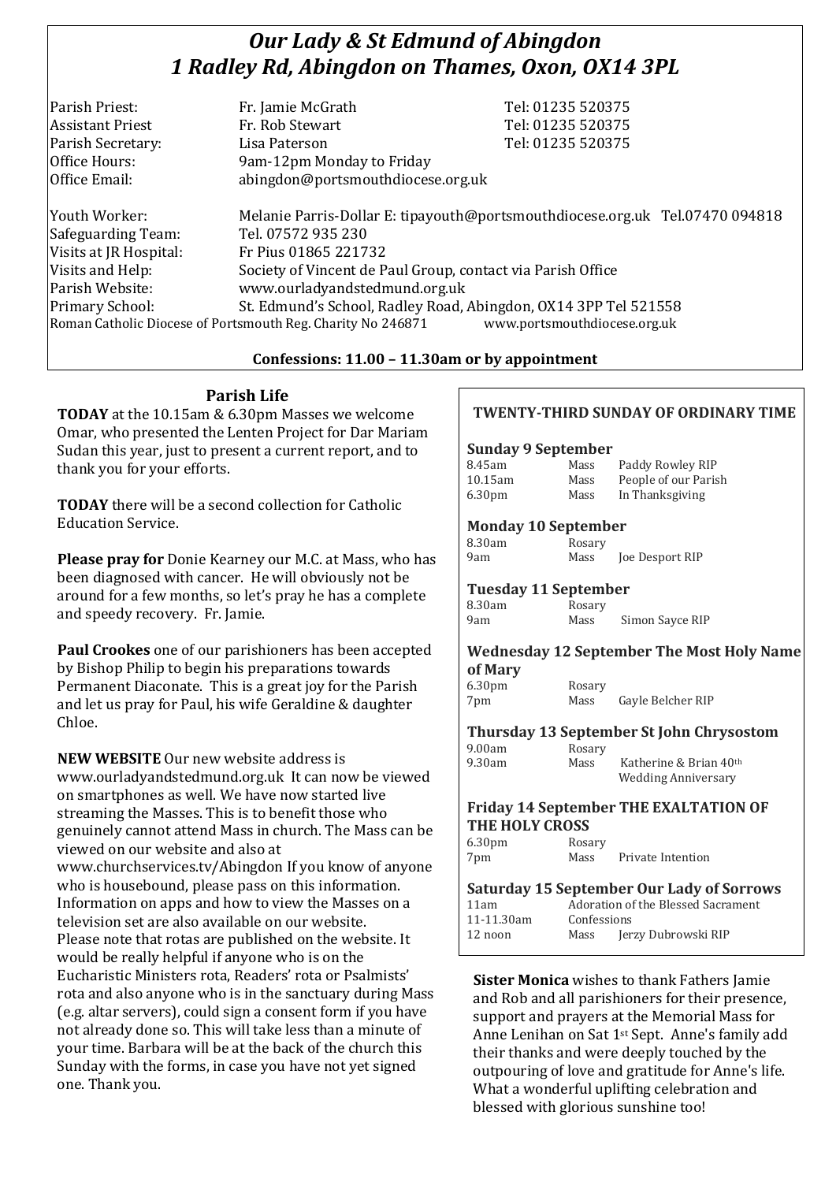# *Our Lady & St Edmund of Abingdon*
# *1 Radley Rd, Abingdon on Thames, Oxon, OX14 3PL*

| | | |
|---|---|---|
| Parish Priest: | Fr. Jamie McGrath | Tel: 01235 520375 |
| Assistant Priest | Fr. Rob Stewart | Tel: 01235 520375 |
| Parish Secretary: | Lisa Paterson | Tel: 01235 520375 |
| Office Hours: | 9am-12pm Monday to Friday | |
| Office Email: | abingdon@portsmouthdiocese.org.uk | |

| | |
|---|---|
| Youth Worker: | Melanie Parris-Dollar E: tipayouth@portsmouthdiocese.org.uk Tel.07470 094818 |
| Safeguarding Team: | Tel. 07572 935 230 |
| Visits at JR Hospital: | Fr Pius 01865 221732 |
| Visits and Help: | Society of Vincent de Paul Group, contact via Parish Office |
| Parish Website: | www.ourladyandstedmund.org.uk |
| Primary School: | St. Edmund's School, Radley Road, Abingdon, OX14 3PP Tel 521558 |

Roman Catholic Diocese of Portsmouth Reg. Charity No 246871 www.portsmouthdiocese.org.uk

**Confessions: 11.00 – 11.30am or by appointment**

## Parish Life

**TODAY** at the 10.15am & 6.30pm Masses we welcome Omar, who presented the Lenten Project for Dar Mariam Sudan this year, just to present a current report, and to thank you for your efforts.

**TODAY** there will be a second collection for Catholic Education Service.

**Please pray for** Donie Kearney our M.C. at Mass, who has been diagnosed with cancer. He will obviously not be around for a few months, so let's pray he has a complete and speedy recovery. Fr. Jamie.

**Paul Crookes** one of our parishioners has been accepted by Bishop Philip to begin his preparations towards Permanent Diaconate. This is a great joy for the Parish and let us pray for Paul, his wife Geraldine & daughter Chloe.

**NEW WEBSITE** Our new website address is www.ourladyandstedmund.org.uk It can now be viewed on smartphones as well. We have now started live streaming the Masses. This is to benefit those who genuinely cannot attend Mass in church. The Mass can be viewed on our website and also at www.churchservices.tv/Abingdon If you know of anyone who is housebound, please pass on this information. Information on apps and how to view the Masses on a television set are also available on our website. Please note that rotas are published on the website. It would be really helpful if anyone who is on the Eucharistic Ministers rota, Readers' rota or Psalmists' rota and also anyone who is in the sanctuary during Mass (e.g. altar servers), could sign a consent form if you have not already done so. This will take less than a minute of your time. Barbara will be at the back of the church this Sunday with the forms, in case you have not yet signed one. Thank you.

### TWENTY-THIRD SUNDAY OF ORDINARY TIME

**Sunday 9 September**

| | | |
|---|---|---|
| 8.45am | Mass | Paddy Rowley RIP |
| 10.15am | Mass | People of our Parish |
| 6.30pm | Mass | In Thanksgiving |

**Monday 10 September**

| | | |
|---|---|---|
| 8.30am | Rosary | |
| 9am | Mass | Joe Desport RIP |

**Tuesday 11 September**

| | | |
|---|---|---|
| 8.30am | Rosary | |
| 9am | Mass | Simon Sayce RIP |

**Wednesday 12 September The Most Holy Name of Mary**

| | | |
|---|---|---|
| 6.30pm | Rosary | |
| 7pm | Mass | Gayle Belcher RIP |

**Thursday 13 September St John Chrysostom**

| | | |
|---|---|---|
| 9.00am | Rosary | |
| 9.30am | Mass | Katherine & Brian 40th Wedding Anniversary |

**Friday 14 September THE EXALTATION OF THE HOLY CROSS**

| | | |
|---|---|---|
| 6.30pm | Rosary | |
| 7pm | Mass | Private Intention |

**Saturday 15 September Our Lady of Sorrows**

| | | |
|---|---|---|
| 11am | Adoration of the Blessed Sacrament | |
| 11-11.30am | Confessions | |
| 12 noon | Mass | Jerzy Dubrowski RIP |

**Sister Monica** wishes to thank Fathers Jamie and Rob and all parishioners for their presence, support and prayers at the Memorial Mass for Anne Lenihan on Sat 1st Sept. Anne's family add their thanks and were deeply touched by the outpouring of love and gratitude for Anne's life. What a wonderful uplifting celebration and blessed with glorious sunshine too!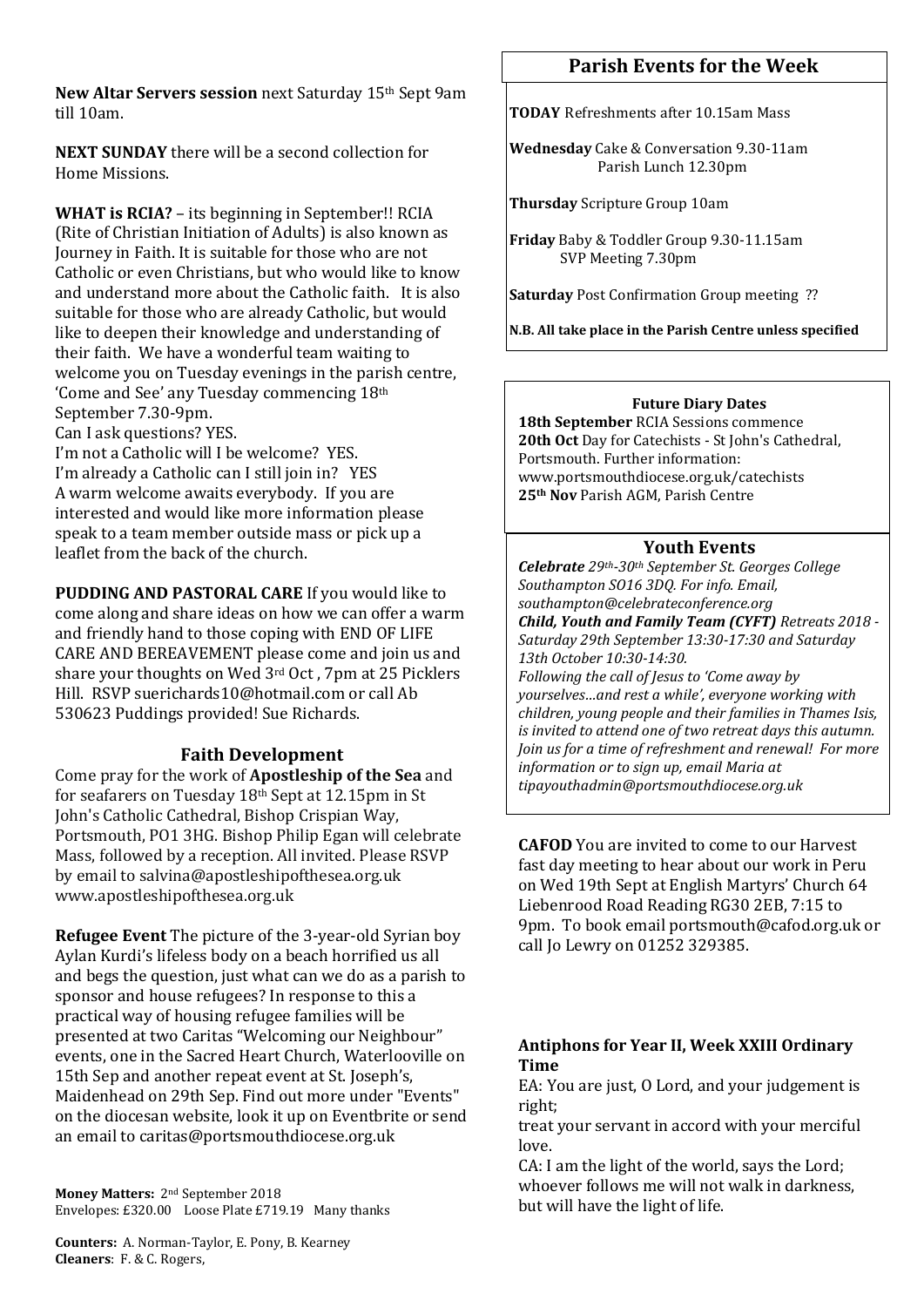**New Altar Servers session** next Saturday 15th Sept 9am till 10am.

**NEXT SUNDAY** there will be a second collection for Home Missions.

**WHAT is RCIA?** – its beginning in September!! RCIA (Rite of Christian Initiation of Adults) is also known as Journey in Faith. It is suitable for those who are not Catholic or even Christians, but who would like to know and understand more about the Catholic faith. It is also suitable for those who are already Catholic, but would like to deepen their knowledge and understanding of their faith. We have a wonderful team waiting to welcome you on Tuesday evenings in the parish centre, 'Come and See' any Tuesday commencing 18th September 7.30-9pm.
Can I ask questions? YES.
I'm not a Catholic will I be welcome? YES.
I'm already a Catholic can I still join in? YES
A warm welcome awaits everybody. If you are interested and would like more information please speak to a team member outside mass or pick up a leaflet from the back of the church.

**PUDDING AND PASTORAL CARE** If you would like to come along and share ideas on how we can offer a warm and friendly hand to those coping with END OF LIFE CARE AND BEREAVEMENT please come and join us and share your thoughts on Wed 3rd Oct , 7pm at 25 Picklers Hill. RSVP suerichards10@hotmail.com or call Ab 530623 Puddings provided! Sue Richards.

## Faith Development

Come pray for the work of **Apostleship of the Sea** and for seafarers on Tuesday 18th Sept at 12.15pm in St John's Catholic Cathedral, Bishop Crispian Way, Portsmouth, PO1 3HG. Bishop Philip Egan will celebrate Mass, followed by a reception. All invited. Please RSVP by email to salvina@apostleshipofthesea.org.uk www.apostleshipofthesea.org.uk

**Refugee Event** The picture of the 3-year-old Syrian boy Aylan Kurdi's lifeless body on a beach horrified us all and begs the question, just what can we do as a parish to sponsor and house refugees? In response to this a practical way of housing refugee families will be presented at two Caritas "Welcoming our Neighbour" events, one in the Sacred Heart Church, Waterlooville on 15th Sep and another repeat event at St. Joseph's, Maidenhead on 29th Sep. Find out more under "Events" on the diocesan website, look it up on Eventbrite or send an email to caritas@portsmouthdiocese.org.uk

**Money Matters:** 2nd September 2018
Envelopes: £320.00 Loose Plate £719.19 Many thanks

**Counters:** A. Norman-Taylor, E. Pony, B. Kearney
**Cleaners**: F. & C. Rogers,

## Parish Events for the Week

**TODAY** Refreshments after 10.15am Mass

**Wednesday** Cake & Conversation 9.30-11am
Parish Lunch 12.30pm

**Thursday** Scripture Group 10am

**Friday** Baby & Toddler Group 9.30-11.15am
SVP Meeting 7.30pm

**Saturday** Post Confirmation Group meeting ??

**N.B. All take place in the Parish Centre unless specified**

### Future Diary Dates

**18th September** RCIA Sessions commence
**20th Oct** Day for Catechists - St John's Cathedral, Portsmouth. Further information: www.portsmouthdiocese.org.uk/catechists
**25th Nov** Parish AGM, Parish Centre

## Youth Events

***Celebrate** 29th-30th September St. Georges College Southampton SO16 3DQ. For info. Email, southampton@celebrateconference.org*
***Child, Youth and Family Team (CYFT)** Retreats 2018 - Saturday 29th September 13:30-17:30 and Saturday 13th October 10:30-14:30.*
*Following the call of Jesus to 'Come away by yourselves…and rest a while', everyone working with children, young people and their families in Thames Isis, is invited to attend one of two retreat days this autumn. Join us for a time of refreshment and renewal! For more information or to sign up, email Maria at tipayouthadmin@portsmouthdiocese.org.uk*

**CAFOD** You are invited to come to our Harvest fast day meeting to hear about our work in Peru on Wed 19th Sept at English Martyrs' Church 64 Liebenrood Road Reading RG30 2EB, 7:15 to 9pm. To book email portsmouth@cafod.org.uk or call Jo Lewry on 01252 329385.

### Antiphons for Year II, Week XXIII Ordinary Time

EA: You are just, O Lord, and your judgement is right;
treat your servant in accord with your merciful love.
CA: I am the light of the world, says the Lord;
whoever follows me will not walk in darkness,
but will have the light of life.